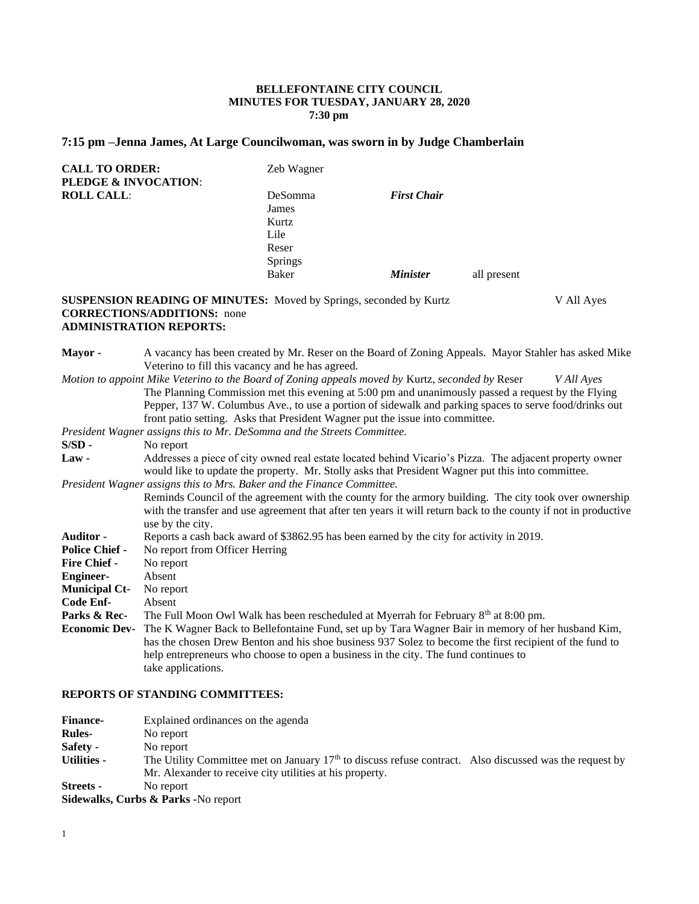**BELLEFONTAINE CITY COUNCIL**
**MINUTES FOR TUESDAY, JANUARY 28, 2020**
**7:30 pm**

## 7:15 pm –Jenna James, At Large Councilwoman, was sworn in by Judge Chamberlain

**CALL TO ORDER:** Zeb Wagner
**PLEDGE & INVOCATION**:
**ROLL CALL**:

| | | |
|---|---|---|
| DeSomma | ***First Chair*** | |
| James | | |
| Kurtz | | |
| Lile | | |
| Reser | | |
| Springs | | |
| Baker | ***Minister*** | all present |

**SUSPENSION READING OF MINUTES:** Moved by Springs, seconded by Kurtz V All Ayes
**CORRECTIONS/ADDITIONS:** none
**ADMINISTRATION REPORTS:**

**Mayor** - A vacancy has been created by Mr. Reser on the Board of Zoning Appeals. Mayor Stahler has asked Mike Veterino to fill this vacancy and he has agreed.

*Motion to appoint Mike Veterino to the Board of Zoning appeals moved by* Kurtz*, seconded by* Reser *V All Ayes*

The Planning Commission met this evening at 5:00 pm and unanimously passed a request by the Flying Pepper, 137 W. Columbus Ave., to use a portion of sidewalk and parking spaces to serve food/drinks out front patio setting. Asks that President Wagner put the issue into committee.

*President Wagner assigns this to Mr. DeSomma and the Streets Committee.*

**S/SD** - No report

**Law** - Addresses a piece of city owned real estate located behind Vicario's Pizza. The adjacent property owner would like to update the property. Mr. Stolly asks that President Wagner put this into committee.

*President Wagner assigns this to Mrs. Baker and the Finance Committee.*

Reminds Council of the agreement with the county for the armory building. The city took over ownership with the transfer and use agreement that after ten years it will return back to the county if not in productive use by the city.

**Auditor** - Reports a cash back award of $3862.95 has been earned by the city for activity in 2019.

**Police Chief** - No report from Officer Herring

**Fire Chief** - No report

**Engineer**- Absent

**Municipal Ct**- No report

**Code Enf**- Absent

**Parks & Rec**- The Full Moon Owl Walk has been rescheduled at Myerrah for February 8th at 8:00 pm.

**Economic Dev**- The K Wagner Back to Bellefontaine Fund, set up by Tara Wagner Bair in memory of her husband Kim, has the chosen Drew Benton and his shoe business 937 Solez to become the first recipient of the fund to help entrepreneurs who choose to open a business in the city. The fund continues to take applications.

**REPORTS OF STANDING COMMITTEES:**

**Finance**- Explained ordinances on the agenda

**Rules**- No report

**Safety** - No report

**Utilities** - The Utility Committee met on January 17th to discuss refuse contract. Also discussed was the request by Mr. Alexander to receive city utilities at his property.

**Streets** - No report

**Sidewalks, Curbs & Parks** -No report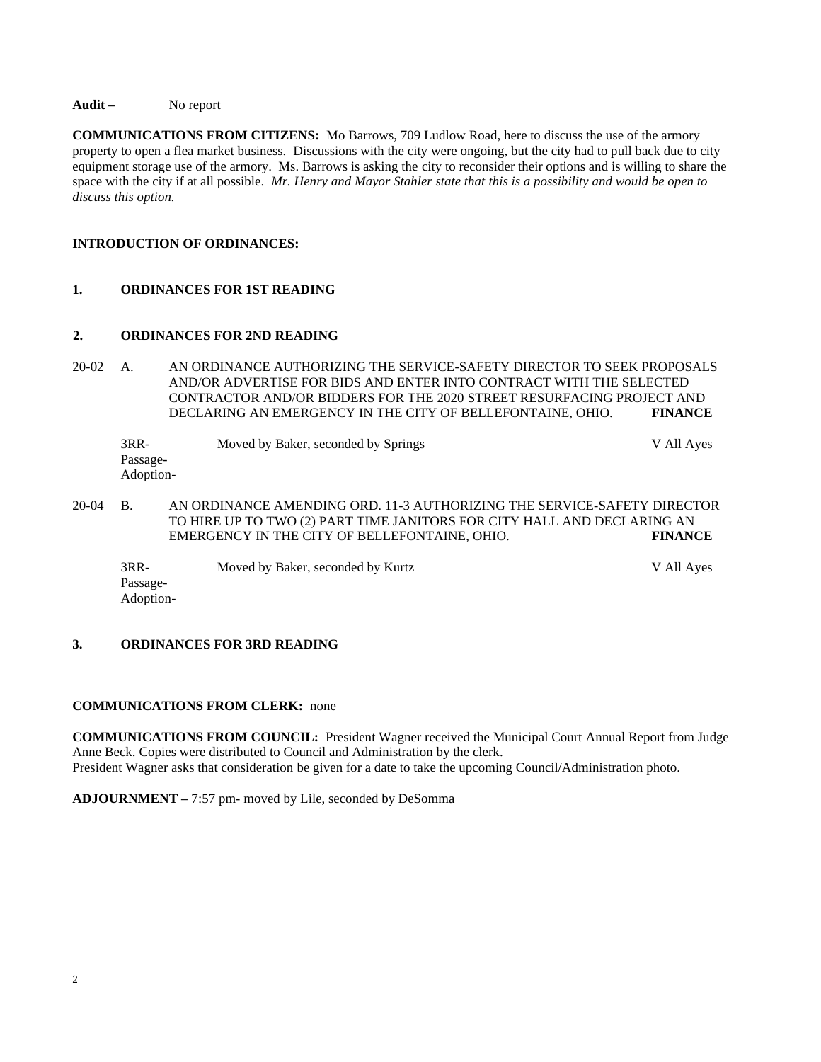**Audit –** No report

**COMMUNICATIONS FROM CITIZENS:** Mo Barrows, 709 Ludlow Road, here to discuss the use of the armory property to open a flea market business. Discussions with the city were ongoing, but the city had to pull back due to city equipment storage use of the armory. Ms. Barrows is asking the city to reconsider their options and is willing to share the space with the city if at all possible. *Mr. Henry and Mayor Stahler state that this is a possibility and would be open to discuss this option.*

**INTRODUCTION OF ORDINANCES:**

**1. ORDINANCES FOR 1ST READING**

**2. ORDINANCES FOR 2ND READING**

20-02 A. AN ORDINANCE AUTHORIZING THE SERVICE-SAFETY DIRECTOR TO SEEK PROPOSALS AND/OR ADVERTISE FOR BIDS AND ENTER INTO CONTRACT WITH THE SELECTED CONTRACTOR AND/OR BIDDERS FOR THE 2020 STREET RESURFACING PROJECT AND DECLARING AN EMERGENCY IN THE CITY OF BELLEFONTAINE, OHIO. **FINANCE**

3RR- Moved by Baker, seconded by Springs V All Ayes
Passage-
Adoption-

20-04 B. AN ORDINANCE AMENDING ORD. 11-3 AUTHORIZING THE SERVICE-SAFETY DIRECTOR TO HIRE UP TO TWO (2) PART TIME JANITORS FOR CITY HALL AND DECLARING AN EMERGENCY IN THE CITY OF BELLEFONTAINE, OHIO. **FINANCE**

3RR- Moved by Baker, seconded by Kurtz V All Ayes
Passage-
Adoption-

**3. ORDINANCES FOR 3RD READING**

**COMMUNICATIONS FROM CLERK:** none

**COMMUNICATIONS FROM COUNCIL:** President Wagner received the Municipal Court Annual Report from Judge Anne Beck. Copies were distributed to Council and Administration by the clerk.
President Wagner asks that consideration be given for a date to take the upcoming Council/Administration photo.

**ADJOURNMENT –** 7:57 pm- moved by Lile, seconded by DeSomma